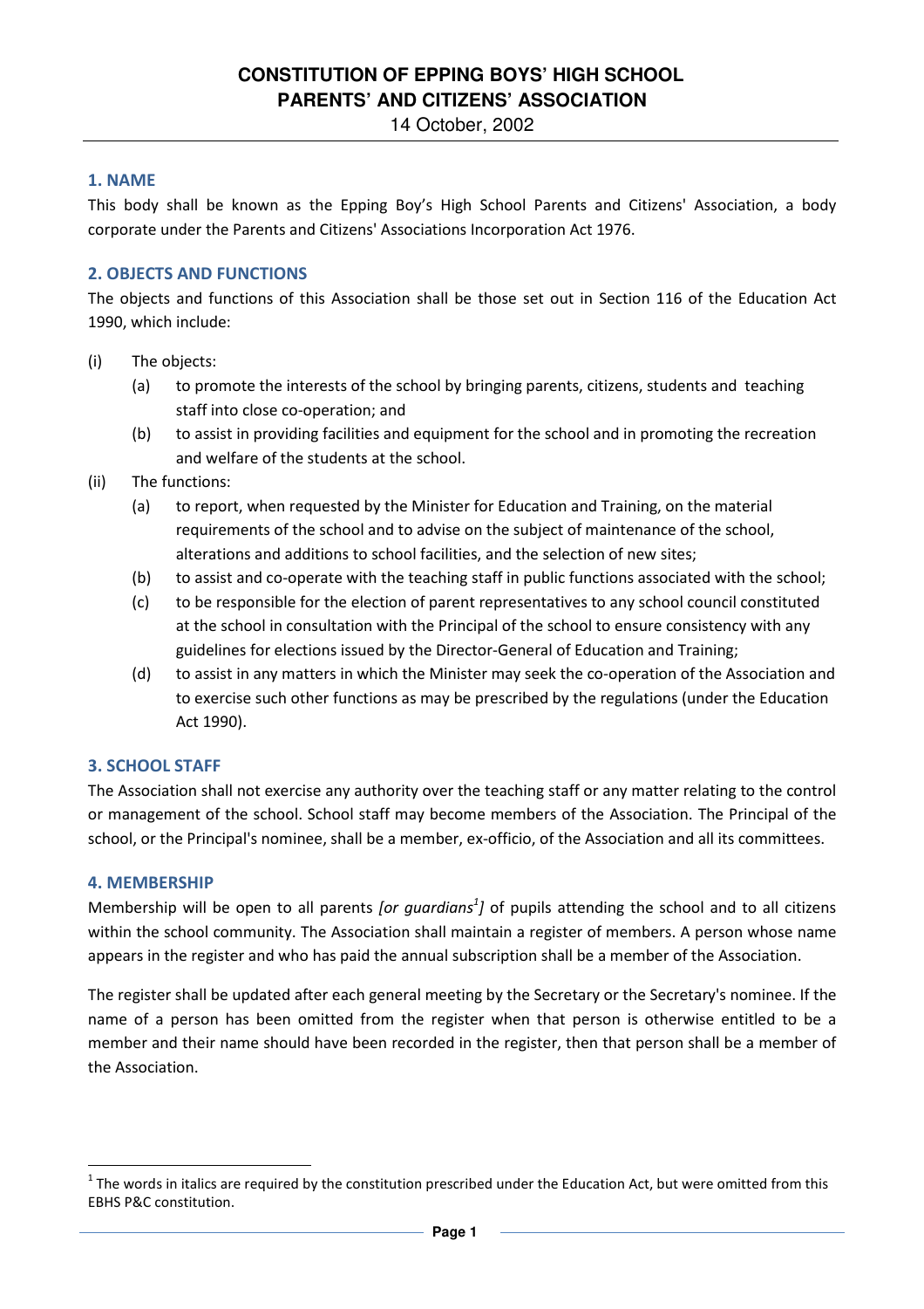# CONSTITUTION OF EPPING BOYS' HIGH SCHOOL PARENTS' AND CITIZENS' ASSOCIATION

14 October, 2002

## 1. NAME

This body shall be known as the Epping Boy's High School Parents and Citizens' Association, a body corporate under the Parents and Citizens' Associations Incorporation Act 1976.

## 2. OBJECTS AND FUNCTIONS

The objects and functions of this Association shall be those set out in Section 116 of the Education Act 1990, which include:

(i) The objects:

- (a) to promote the interests of the school by bringing parents, citizens, students and teaching staff into close co-operation; and
- (b) to assist in providing facilities and equipment for the school and in promoting the recreation and welfare of the students at the school.

(ii) The functions:

- (a) to report, when requested by the Minister for Education and Training, on the material requirements of the school and to advise on the subject of maintenance of the school, alterations and additions to school facilities, and the selection of new sites;
- (b) to assist and co-operate with the teaching staff in public functions associated with the school;
- (c) to be responsible for the election of parent representatives to any school council constituted at the school in consultation with the Principal of the school to ensure consistency with any guidelines for elections issued by the Director-General of Education and Training;
- (d) to assist in any matters in which the Minister may seek the co-operation of the Association and to exercise such other functions as may be prescribed by the regulations (under the Education Act 1990).

## 3. SCHOOL STAFF

The Association shall not exercise any authority over the teaching staff or any matter relating to the control or management of the school. School staff may become members of the Association. The Principal of the school, or the Principal's nominee, shall be a member, ex-officio, of the Association and all its committees.

## 4. MEMBERSHIP

Membership will be open to all parents *[or guardians[1]]* of pupils attending the school and to all citizens within the school community. The Association shall maintain a register of members. A person whose name appears in the register and who has paid the annual subscription shall be a member of the Association.

The register shall be updated after each general meeting by the Secretary or the Secretary's nominee. If the name of a person has been omitted from the register when that person is otherwise entitled to be a member and their name should have been recorded in the register, then that person shall be a member of the Association.

---

[1] The words in italics are required by the constitution prescribed under the Education Act, but were omitted from this EBHS P&C constitution.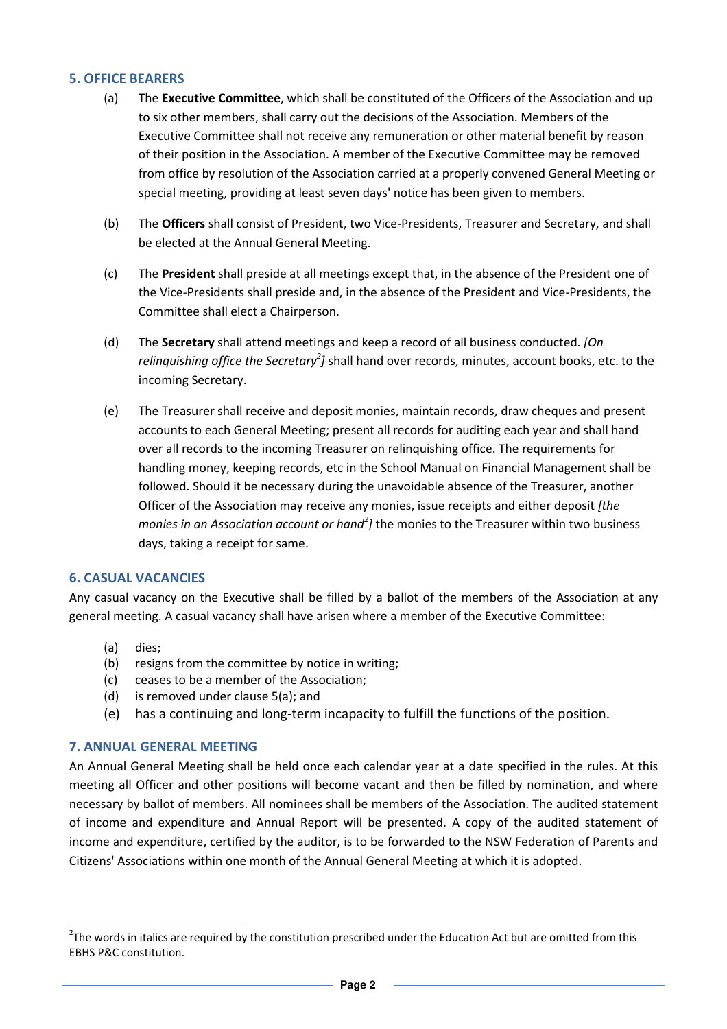## 5. OFFICE BEARERS

(a) The **Executive Committee**, which shall be constituted of the Officers of the Association and up to six other members, shall carry out the decisions of the Association. Members of the Executive Committee shall not receive any remuneration or other material benefit by reason of their position in the Association. A member of the Executive Committee may be removed from office by resolution of the Association carried at a properly convened General Meeting or special meeting, providing at least seven days' notice has been given to members.

(b) The **Officers** shall consist of President, two Vice-Presidents, Treasurer and Secretary, and shall be elected at the Annual General Meeting.

(c) The **President** shall preside at all meetings except that, in the absence of the President one of the Vice-Presidents shall preside and, in the absence of the President and Vice-Presidents, the Committee shall elect a Chairperson.

(d) The **Secretary** shall attend meetings and keep a record of all business conducted. *[On relinquishing office the Secretary[2]]* shall hand over records, minutes, account books, etc. to the incoming Secretary.

(e) The Treasurer shall receive and deposit monies, maintain records, draw cheques and present accounts to each General Meeting; present all records for auditing each year and shall hand over all records to the incoming Treasurer on relinquishing office. The requirements for handling money, keeping records, etc in the School Manual on Financial Management shall be followed. Should it be necessary during the unavoidable absence of the Treasurer, another Officer of the Association may receive any monies, issue receipts and either deposit *[the monies in an Association account or hand[2]]* the monies to the Treasurer within two business days, taking a receipt for same.

## 6. CASUAL VACANCIES

Any casual vacancy on the Executive shall be filled by a ballot of the members of the Association at any general meeting. A casual vacancy shall have arisen where a member of the Executive Committee:

(a) dies;
(b) resigns from the committee by notice in writing;
(c) ceases to be a member of the Association;
(d) is removed under clause 5(a); and
(e) has a continuing and long-term incapacity to fulfill the functions of the position.

## 7. ANNUAL GENERAL MEETING

An Annual General Meeting shall be held once each calendar year at a date specified in the rules. At this meeting all Officer and other positions will become vacant and then be filled by nomination, and where necessary by ballot of members. All nominees shall be members of the Association. The audited statement of income and expenditure and Annual Report will be presented. A copy of the audited statement of income and expenditure, certified by the auditor, is to be forwarded to the NSW Federation of Parents and Citizens' Associations within one month of the Annual General Meeting at which it is adopted.

---

[2] The words in italics are required by the constitution prescribed under the Education Act but are omitted from this EBHS P&C constitution.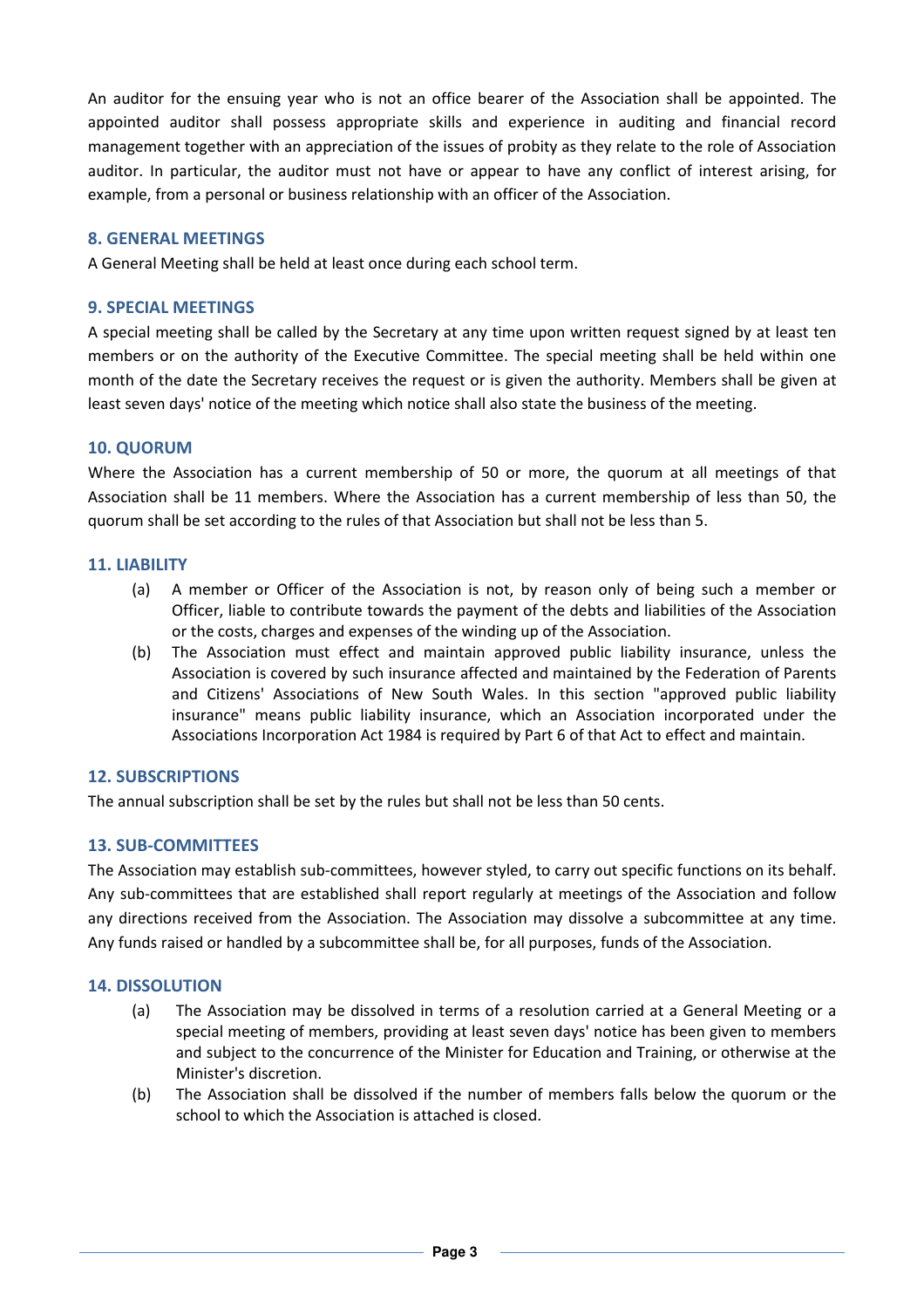An auditor for the ensuing year who is not an office bearer of the Association shall be appointed. The appointed auditor shall possess appropriate skills and experience in auditing and financial record management together with an appreciation of the issues of probity as they relate to the role of Association auditor. In particular, the auditor must not have or appear to have any conflict of interest arising, for example, from a personal or business relationship with an officer of the Association.

## 8. GENERAL MEETINGS

A General Meeting shall be held at least once during each school term.

## 9. SPECIAL MEETINGS

A special meeting shall be called by the Secretary at any time upon written request signed by at least ten members or on the authority of the Executive Committee. The special meeting shall be held within one month of the date the Secretary receives the request or is given the authority. Members shall be given at least seven days' notice of the meeting which notice shall also state the business of the meeting.

## 10. QUORUM

Where the Association has a current membership of 50 or more, the quorum at all meetings of that Association shall be 11 members. Where the Association has a current membership of less than 50, the quorum shall be set according to the rules of that Association but shall not be less than 5.

## 11. LIABILITY

(a) A member or Officer of the Association is not, by reason only of being such a member or Officer, liable to contribute towards the payment of the debts and liabilities of the Association or the costs, charges and expenses of the winding up of the Association.

(b) The Association must effect and maintain approved public liability insurance, unless the Association is covered by such insurance affected and maintained by the Federation of Parents and Citizens' Associations of New South Wales. In this section "approved public liability insurance" means public liability insurance, which an Association incorporated under the Associations Incorporation Act 1984 is required by Part 6 of that Act to effect and maintain.

## 12. SUBSCRIPTIONS

The annual subscription shall be set by the rules but shall not be less than 50 cents.

## 13. SUB-COMMITTEES

The Association may establish sub-committees, however styled, to carry out specific functions on its behalf. Any sub-committees that are established shall report regularly at meetings of the Association and follow any directions received from the Association. The Association may dissolve a subcommittee at any time. Any funds raised or handled by a subcommittee shall be, for all purposes, funds of the Association.

## 14. DISSOLUTION

(a) The Association may be dissolved in terms of a resolution carried at a General Meeting or a special meeting of members, providing at least seven days' notice has been given to members and subject to the concurrence of the Minister for Education and Training, or otherwise at the Minister's discretion.

(b) The Association shall be dissolved if the number of members falls below the quorum or the school to which the Association is attached is closed.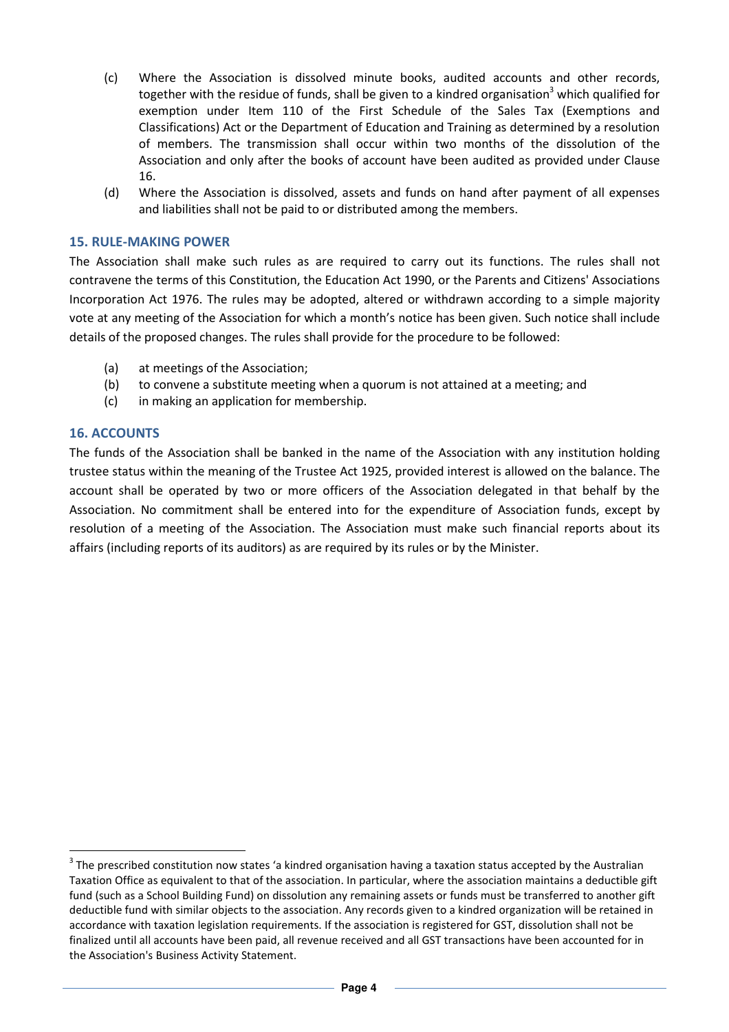(c) Where the Association is dissolved minute books, audited accounts and other records, together with the residue of funds, shall be given to a kindred organisation[3] which qualified for exemption under Item 110 of the First Schedule of the Sales Tax (Exemptions and Classifications) Act or the Department of Education and Training as determined by a resolution of members. The transmission shall occur within two months of the dissolution of the Association and only after the books of account have been audited as provided under Clause 16.

(d) Where the Association is dissolved, assets and funds on hand after payment of all expenses and liabilities shall not be paid to or distributed among the members.

## 15. RULE-MAKING POWER

The Association shall make such rules as are required to carry out its functions. The rules shall not contravene the terms of this Constitution, the Education Act 1990, or the Parents and Citizens' Associations Incorporation Act 1976. The rules may be adopted, altered or withdrawn according to a simple majority vote at any meeting of the Association for which a month's notice has been given. Such notice shall include details of the proposed changes. The rules shall provide for the procedure to be followed:

(a) at meetings of the Association;
(b) to convene a substitute meeting when a quorum is not attained at a meeting; and
(c) in making an application for membership.

## 16. ACCOUNTS

The funds of the Association shall be banked in the name of the Association with any institution holding trustee status within the meaning of the Trustee Act 1925, provided interest is allowed on the balance. The account shall be operated by two or more officers of the Association delegated in that behalf by the Association. No commitment shall be entered into for the expenditure of Association funds, except by resolution of a meeting of the Association. The Association must make such financial reports about its affairs (including reports of its auditors) as are required by its rules or by the Minister.

---

[3] The prescribed constitution now states 'a kindred organisation having a taxation status accepted by the Australian Taxation Office as equivalent to that of the association. In particular, where the association maintains a deductible gift fund (such as a School Building Fund) on dissolution any remaining assets or funds must be transferred to another gift deductible fund with similar objects to the association. Any records given to a kindred organization will be retained in accordance with taxation legislation requirements. If the association is registered for GST, dissolution shall not be finalized until all accounts have been paid, all revenue received and all GST transactions have been accounted for in the Association's Business Activity Statement.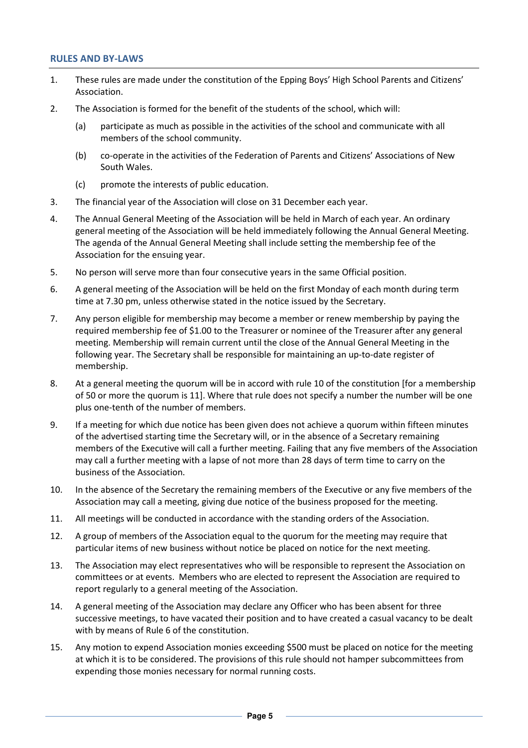## RULES AND BY-LAWS

1. These rules are made under the constitution of the Epping Boys' High School Parents and Citizens' Association.
2. The Association is formed for the benefit of the students of the school, which will:
   (a) participate as much as possible in the activities of the school and communicate with all members of the school community.
   (b) co-operate in the activities of the Federation of Parents and Citizens' Associations of New South Wales.
   (c) promote the interests of public education.
3. The financial year of the Association will close on 31 December each year.
4. The Annual General Meeting of the Association will be held in March of each year. An ordinary general meeting of the Association will be held immediately following the Annual General Meeting. The agenda of the Annual General Meeting shall include setting the membership fee of the Association for the ensuing year.
5. No person will serve more than four consecutive years in the same Official position.
6. A general meeting of the Association will be held on the first Monday of each month during term time at 7.30 pm, unless otherwise stated in the notice issued by the Secretary.
7. Any person eligible for membership may become a member or renew membership by paying the required membership fee of $1.00 to the Treasurer or nominee of the Treasurer after any general meeting. Membership will remain current until the close of the Annual General Meeting in the following year. The Secretary shall be responsible for maintaining an up-to-date register of membership.
8. At a general meeting the quorum will be in accord with rule 10 of the constitution [for a membership of 50 or more the quorum is 11]. Where that rule does not specify a number the number will be one plus one-tenth of the number of members.
9. If a meeting for which due notice has been given does not achieve a quorum within fifteen minutes of the advertised starting time the Secretary will, or in the absence of a Secretary remaining members of the Executive will call a further meeting. Failing that any five members of the Association may call a further meeting with a lapse of not more than 28 days of term time to carry on the business of the Association.
10. In the absence of the Secretary the remaining members of the Executive or any five members of the Association may call a meeting, giving due notice of the business proposed for the meeting.
11. All meetings will be conducted in accordance with the standing orders of the Association.
12. A group of members of the Association equal to the quorum for the meeting may require that particular items of new business without notice be placed on notice for the next meeting.
13. The Association may elect representatives who will be responsible to represent the Association on committees or at events. Members who are elected to represent the Association are required to report regularly to a general meeting of the Association.
14. A general meeting of the Association may declare any Officer who has been absent for three successive meetings, to have vacated their position and to have created a casual vacancy to be dealt with by means of Rule 6 of the constitution.
15. Any motion to expend Association monies exceeding $500 must be placed on notice for the meeting at which it is to be considered. The provisions of this rule should not hamper subcommittees from expending those monies necessary for normal running costs.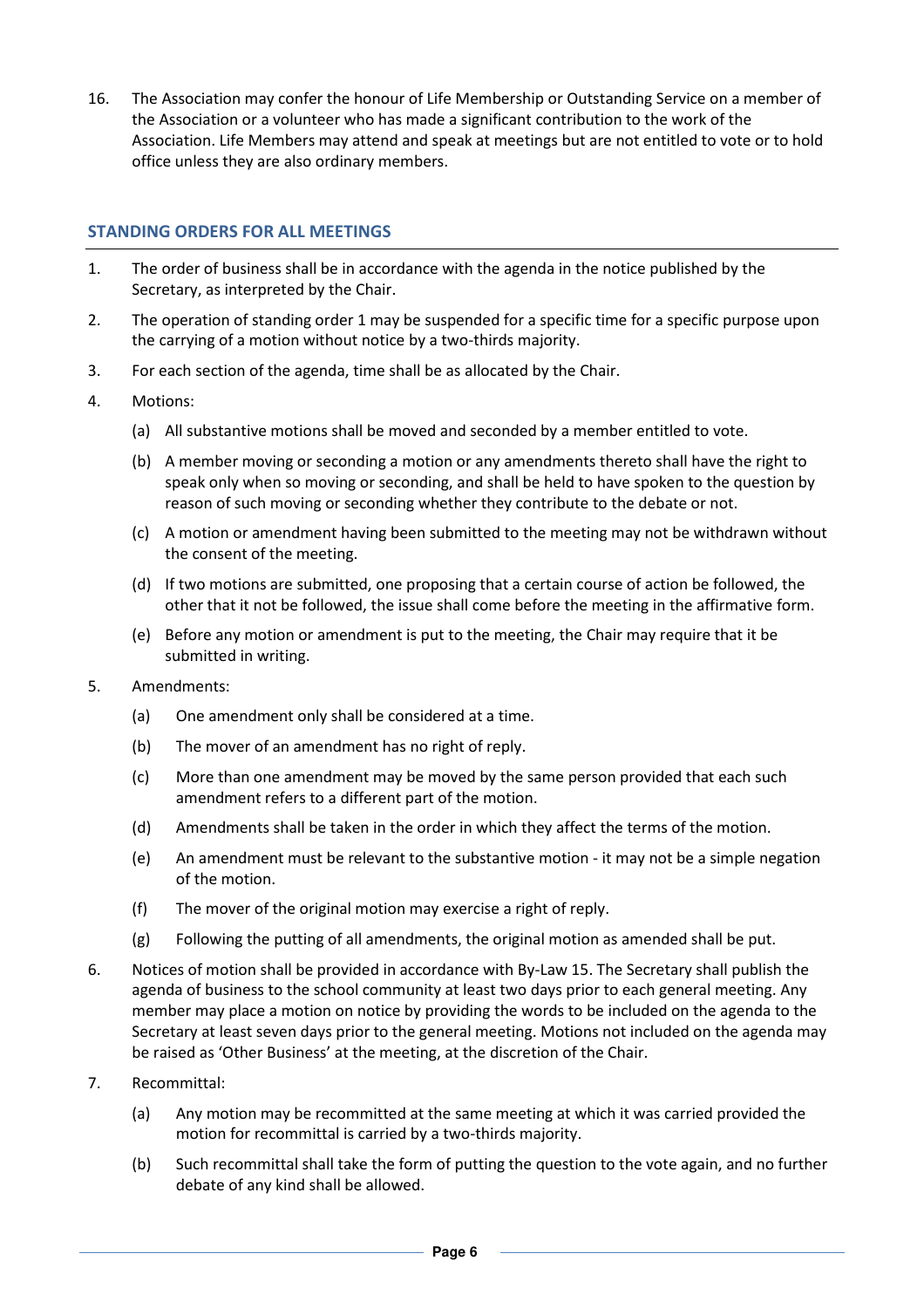16. The Association may confer the honour of Life Membership or Outstanding Service on a member of the Association or a volunteer who has made a significant contribution to the work of the Association. Life Members may attend and speak at meetings but are not entitled to vote or to hold office unless they are also ordinary members.

## STANDING ORDERS FOR ALL MEETINGS

1. The order of business shall be in accordance with the agenda in the notice published by the Secretary, as interpreted by the Chair.
2. The operation of standing order 1 may be suspended for a specific time for a specific purpose upon the carrying of a motion without notice by a two-thirds majority.
3. For each section of the agenda, time shall be as allocated by the Chair.
4. Motions:
    - (a) All substantive motions shall be moved and seconded by a member entitled to vote.
    - (b) A member moving or seconding a motion or any amendments thereto shall have the right to speak only when so moving or seconding, and shall be held to have spoken to the question by reason of such moving or seconding whether they contribute to the debate or not.
    - (c) A motion or amendment having been submitted to the meeting may not be withdrawn without the consent of the meeting.
    - (d) If two motions are submitted, one proposing that a certain course of action be followed, the other that it not be followed, the issue shall come before the meeting in the affirmative form.
    - (e) Before any motion or amendment is put to the meeting, the Chair may require that it be submitted in writing.
5. Amendments:
    - (a) One amendment only shall be considered at a time.
    - (b) The mover of an amendment has no right of reply.
    - (c) More than one amendment may be moved by the same person provided that each such amendment refers to a different part of the motion.
    - (d) Amendments shall be taken in the order in which they affect the terms of the motion.
    - (e) An amendment must be relevant to the substantive motion - it may not be a simple negation of the motion.
    - (f) The mover of the original motion may exercise a right of reply.
    - (g) Following the putting of all amendments, the original motion as amended shall be put.
6. Notices of motion shall be provided in accordance with By-Law 15. The Secretary shall publish the agenda of business to the school community at least two days prior to each general meeting. Any member may place a motion on notice by providing the words to be included on the agenda to the Secretary at least seven days prior to the general meeting. Motions not included on the agenda may be raised as 'Other Business' at the meeting, at the discretion of the Chair.
7. Recommittal:
    - (a) Any motion may be recommitted at the same meeting at which it was carried provided the motion for recommittal is carried by a two-thirds majority.
    - (b) Such recommittal shall take the form of putting the question to the vote again, and no further debate of any kind shall be allowed.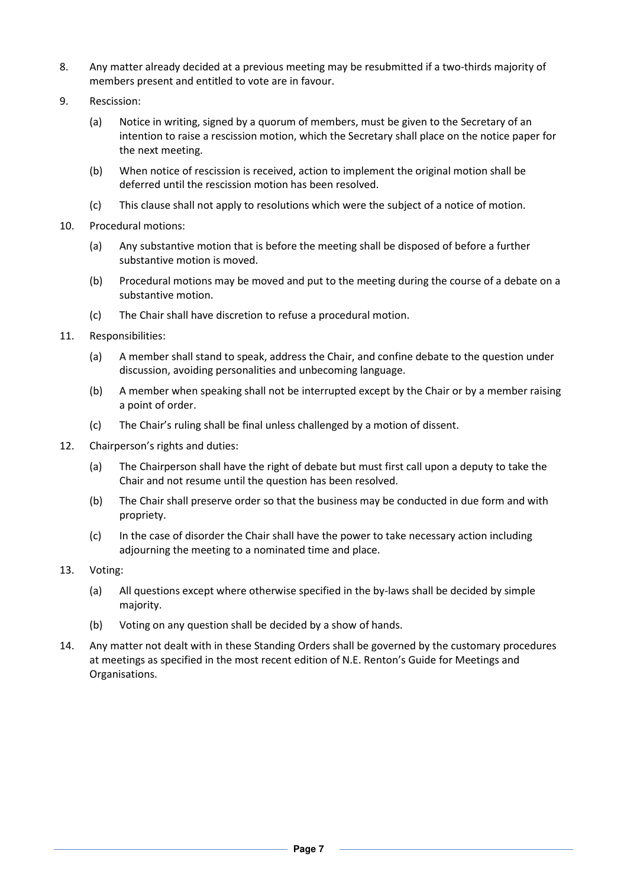8. Any matter already decided at a previous meeting may be resubmitted if a two-thirds majority of members present and entitled to vote are in favour.

9. Rescission:

   (a) Notice in writing, signed by a quorum of members, must be given to the Secretary of an intention to raise a rescission motion, which the Secretary shall place on the notice paper for the next meeting.

   (b) When notice of rescission is received, action to implement the original motion shall be deferred until the rescission motion has been resolved.

   (c) This clause shall not apply to resolutions which were the subject of a notice of motion.

10. Procedural motions:

    (a) Any substantive motion that is before the meeting shall be disposed of before a further substantive motion is moved.

    (b) Procedural motions may be moved and put to the meeting during the course of a debate on a substantive motion.

    (c) The Chair shall have discretion to refuse a procedural motion.

11. Responsibilities:

    (a) A member shall stand to speak, address the Chair, and confine debate to the question under discussion, avoiding personalities and unbecoming language.

    (b) A member when speaking shall not be interrupted except by the Chair or by a member raising a point of order.

    (c) The Chair's ruling shall be final unless challenged by a motion of dissent.

12. Chairperson's rights and duties:

    (a) The Chairperson shall have the right of debate but must first call upon a deputy to take the Chair and not resume until the question has been resolved.

    (b) The Chair shall preserve order so that the business may be conducted in due form and with propriety.

    (c) In the case of disorder the Chair shall have the power to take necessary action including adjourning the meeting to a nominated time and place.

13. Voting:

    (a) All questions except where otherwise specified in the by-laws shall be decided by simple majority.

    (b) Voting on any question shall be decided by a show of hands.

14. Any matter not dealt with in these Standing Orders shall be governed by the customary procedures at meetings as specified in the most recent edition of N.E. Renton's Guide for Meetings and Organisations.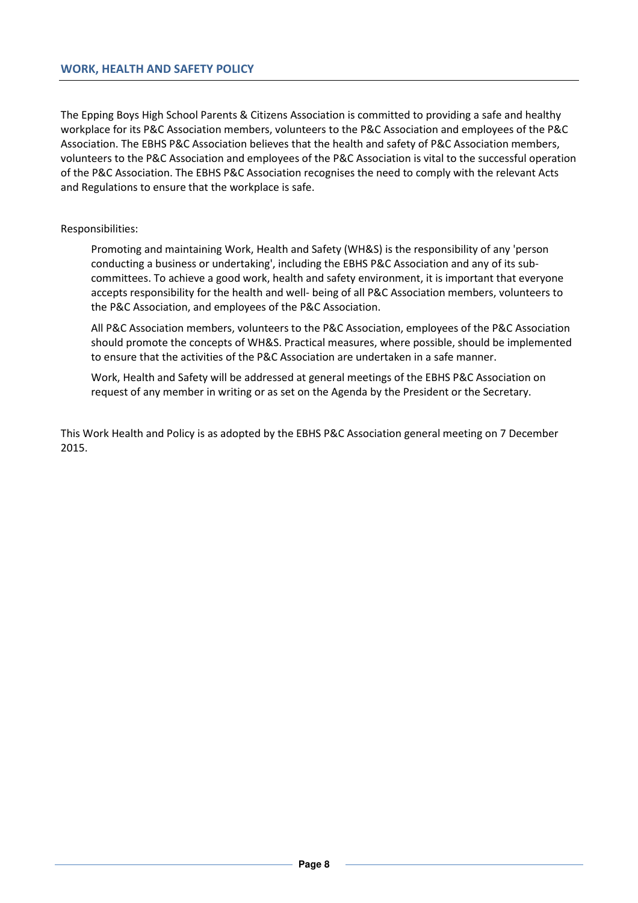## WORK, HEALTH AND SAFETY POLICY

The Epping Boys High School Parents & Citizens Association is committed to providing a safe and healthy workplace for its P&C Association members, volunteers to the P&C Association and employees of the P&C Association. The EBHS P&C Association believes that the health and safety of P&C Association members, volunteers to the P&C Association and employees of the P&C Association is vital to the successful operation of the P&C Association. The EBHS P&C Association recognises the need to comply with the relevant Acts and Regulations to ensure that the workplace is safe.

Responsibilities:

> Promoting and maintaining Work, Health and Safety (WH&S) is the responsibility of any 'person conducting a business or undertaking', including the EBHS P&C Association and any of its sub-committees. To achieve a good work, health and safety environment, it is important that everyone accepts responsibility for the health and well- being of all P&C Association members, volunteers to the P&C Association, and employees of the P&C Association.
>
> All P&C Association members, volunteers to the P&C Association, employees of the P&C Association should promote the concepts of WH&S. Practical measures, where possible, should be implemented to ensure that the activities of the P&C Association are undertaken in a safe manner.
>
> Work, Health and Safety will be addressed at general meetings of the EBHS P&C Association on request of any member in writing or as set on the Agenda by the President or the Secretary.

This Work Health and Policy is as adopted by the EBHS P&C Association general meeting on 7 December 2015.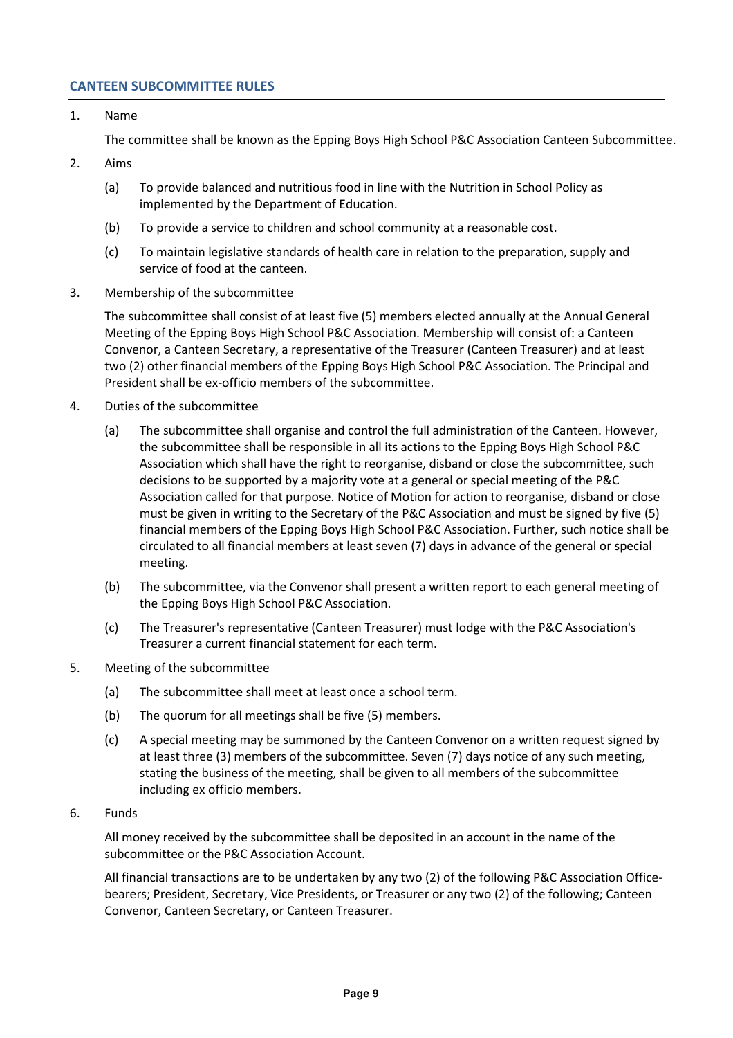## CANTEEN SUBCOMMITTEE RULES

1. Name

   The committee shall be known as the Epping Boys High School P&C Association Canteen Subcommittee.

2. Aims

   (a) To provide balanced and nutritious food in line with the Nutrition in School Policy as implemented by the Department of Education.

   (b) To provide a service to children and school community at a reasonable cost.

   (c) To maintain legislative standards of health care in relation to the preparation, supply and service of food at the canteen.

3. Membership of the subcommittee

   The subcommittee shall consist of at least five (5) members elected annually at the Annual General Meeting of the Epping Boys High School P&C Association. Membership will consist of: a Canteen Convenor, a Canteen Secretary, a representative of the Treasurer (Canteen Treasurer) and at least two (2) other financial members of the Epping Boys High School P&C Association. The Principal and President shall be ex-officio members of the subcommittee.

4. Duties of the subcommittee

   (a) The subcommittee shall organise and control the full administration of the Canteen. However, the subcommittee shall be responsible in all its actions to the Epping Boys High School P&C Association which shall have the right to reorganise, disband or close the subcommittee, such decisions to be supported by a majority vote at a general or special meeting of the P&C Association called for that purpose. Notice of Motion for action to reorganise, disband or close must be given in writing to the Secretary of the P&C Association and must be signed by five (5) financial members of the Epping Boys High School P&C Association. Further, such notice shall be circulated to all financial members at least seven (7) days in advance of the general or special meeting.

   (b) The subcommittee, via the Convenor shall present a written report to each general meeting of the Epping Boys High School P&C Association.

   (c) The Treasurer's representative (Canteen Treasurer) must lodge with the P&C Association's Treasurer a current financial statement for each term.

5. Meeting of the subcommittee

   (a) The subcommittee shall meet at least once a school term.

   (b) The quorum for all meetings shall be five (5) members.

   (c) A special meeting may be summoned by the Canteen Convenor on a written request signed by at least three (3) members of the subcommittee. Seven (7) days notice of any such meeting, stating the business of the meeting, shall be given to all members of the subcommittee including ex officio members.

6. Funds

   All money received by the subcommittee shall be deposited in an account in the name of the subcommittee or the P&C Association Account.

   All financial transactions are to be undertaken by any two (2) of the following P&C Association Office-bearers; President, Secretary, Vice Presidents, or Treasurer or any two (2) of the following; Canteen Convenor, Canteen Secretary, or Canteen Treasurer.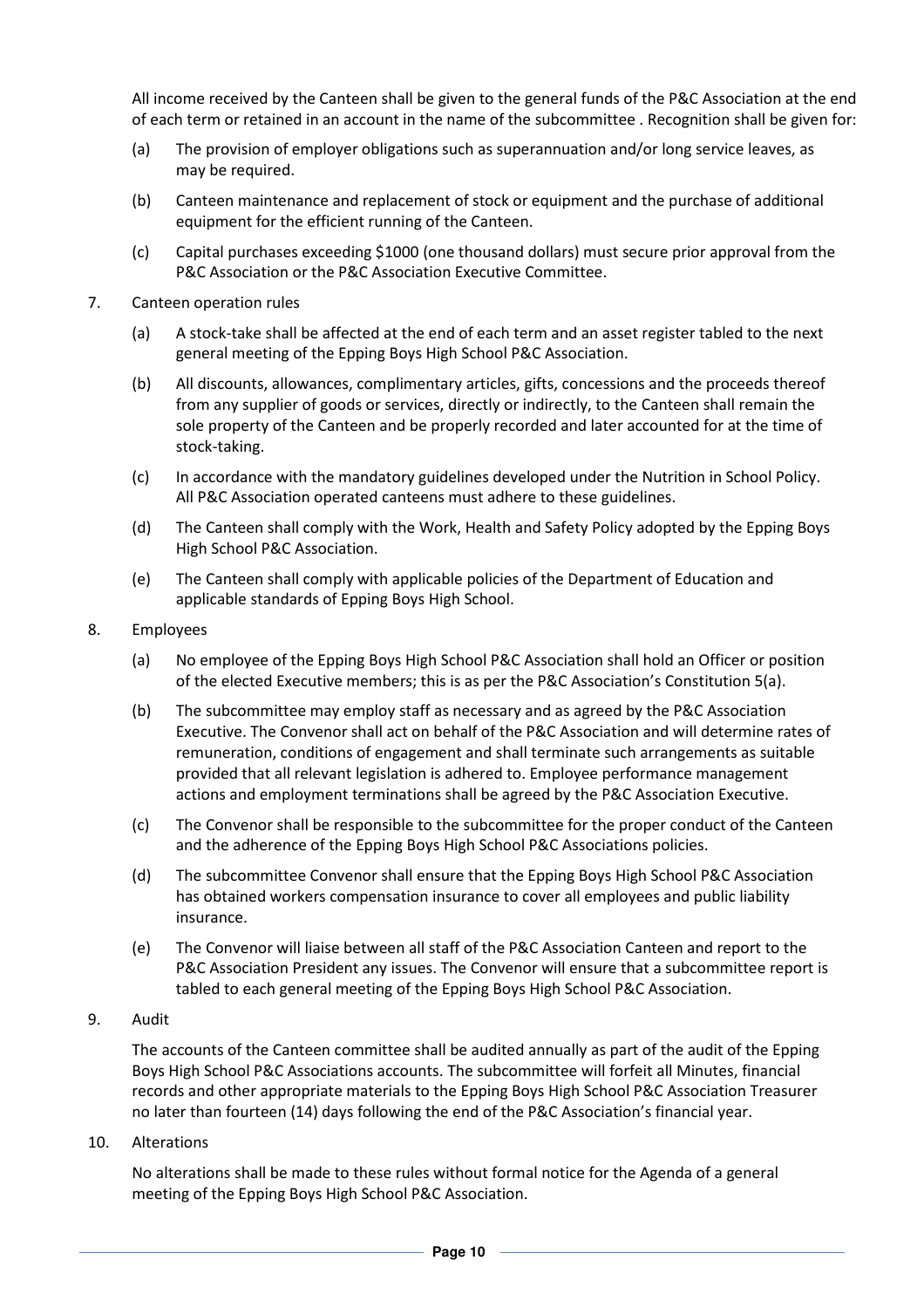All income received by the Canteen shall be given to the general funds of the P&C Association at the end of each term or retained in an account in the name of the subcommittee . Recognition shall be given for:

(a) The provision of employer obligations such as superannuation and/or long service leaves, as may be required.

(b) Canteen maintenance and replacement of stock or equipment and the purchase of additional equipment for the efficient running of the Canteen.

(c) Capital purchases exceeding $1000 (one thousand dollars) must secure prior approval from the P&C Association or the P&C Association Executive Committee.

7. Canteen operation rules

(a) A stock-take shall be affected at the end of each term and an asset register tabled to the next general meeting of the Epping Boys High School P&C Association.

(b) All discounts, allowances, complimentary articles, gifts, concessions and the proceeds thereof from any supplier of goods or services, directly or indirectly, to the Canteen shall remain the sole property of the Canteen and be properly recorded and later accounted for at the time of stock-taking.

(c) In accordance with the mandatory guidelines developed under the Nutrition in School Policy. All P&C Association operated canteens must adhere to these guidelines.

(d) The Canteen shall comply with the Work, Health and Safety Policy adopted by the Epping Boys High School P&C Association.

(e) The Canteen shall comply with applicable policies of the Department of Education and applicable standards of Epping Boys High School.

8. Employees

(a) No employee of the Epping Boys High School P&C Association shall hold an Officer or position of the elected Executive members; this is as per the P&C Association's Constitution 5(a).

(b) The subcommittee may employ staff as necessary and as agreed by the P&C Association Executive. The Convenor shall act on behalf of the P&C Association and will determine rates of remuneration, conditions of engagement and shall terminate such arrangements as suitable provided that all relevant legislation is adhered to. Employee performance management actions and employment terminations shall be agreed by the P&C Association Executive.

(c) The Convenor shall be responsible to the subcommittee for the proper conduct of the Canteen and the adherence of the Epping Boys High School P&C Associations policies.

(d) The subcommittee Convenor shall ensure that the Epping Boys High School P&C Association has obtained workers compensation insurance to cover all employees and public liability insurance.

(e) The Convenor will liaise between all staff of the P&C Association Canteen and report to the P&C Association President any issues. The Convenor will ensure that a subcommittee report is tabled to each general meeting of the Epping Boys High School P&C Association.

9. Audit

The accounts of the Canteen committee shall be audited annually as part of the audit of the Epping Boys High School P&C Associations accounts. The subcommittee will forfeit all Minutes, financial records and other appropriate materials to the Epping Boys High School P&C Association Treasurer no later than fourteen (14) days following the end of the P&C Association's financial year.

10. Alterations

No alterations shall be made to these rules without formal notice for the Agenda of a general meeting of the Epping Boys High School P&C Association.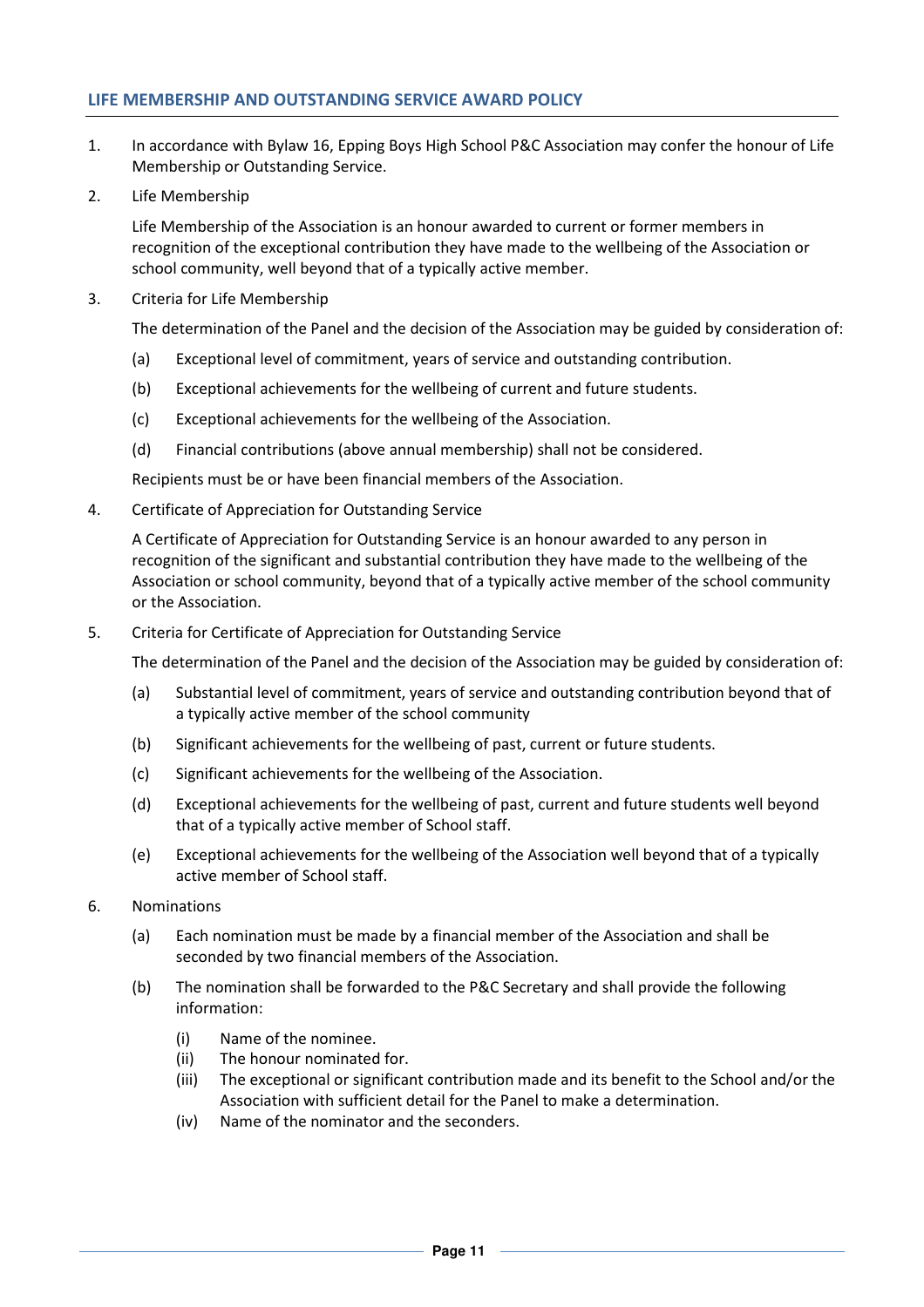## LIFE MEMBERSHIP AND OUTSTANDING SERVICE AWARD POLICY

1. In accordance with Bylaw 16, Epping Boys High School P&C Association may confer the honour of Life Membership or Outstanding Service.

2. Life Membership

   Life Membership of the Association is an honour awarded to current or former members in recognition of the exceptional contribution they have made to the wellbeing of the Association or school community, well beyond that of a typically active member.

3. Criteria for Life Membership

   The determination of the Panel and the decision of the Association may be guided by consideration of:

   (a) Exceptional level of commitment, years of service and outstanding contribution.

   (b) Exceptional achievements for the wellbeing of current and future students.

   (c) Exceptional achievements for the wellbeing of the Association.

   (d) Financial contributions (above annual membership) shall not be considered.

   Recipients must be or have been financial members of the Association.

4. Certificate of Appreciation for Outstanding Service

   A Certificate of Appreciation for Outstanding Service is an honour awarded to any person in recognition of the significant and substantial contribution they have made to the wellbeing of the Association or school community, beyond that of a typically active member of the school community or the Association.

5. Criteria for Certificate of Appreciation for Outstanding Service

   The determination of the Panel and the decision of the Association may be guided by consideration of:

   (a) Substantial level of commitment, years of service and outstanding contribution beyond that of a typically active member of the school community

   (b) Significant achievements for the wellbeing of past, current or future students.

   (c) Significant achievements for the wellbeing of the Association.

   (d) Exceptional achievements for the wellbeing of past, current and future students well beyond that of a typically active member of School staff.

   (e) Exceptional achievements for the wellbeing of the Association well beyond that of a typically active member of School staff.

6. Nominations

   (a) Each nomination must be made by a financial member of the Association and shall be seconded by two financial members of the Association.

   (b) The nomination shall be forwarded to the P&C Secretary and shall provide the following information:

      (i) Name of the nominee.
      (ii) The honour nominated for.
      (iii) The exceptional or significant contribution made and its benefit to the School and/or the Association with sufficient detail for the Panel to make a determination.
      (iv) Name of the nominator and the seconders.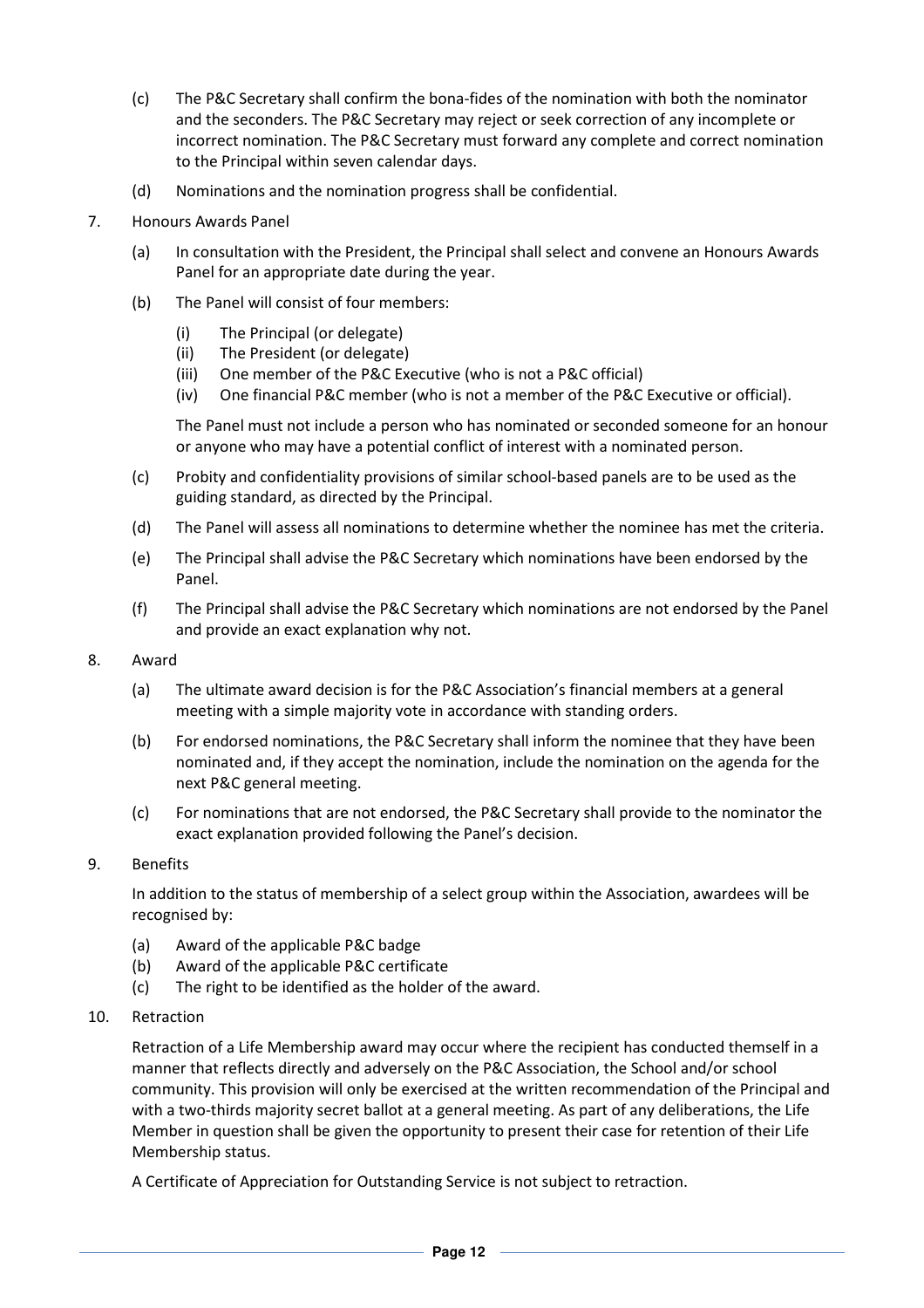(c) The P&C Secretary shall confirm the bona-fides of the nomination with both the nominator and the seconders. The P&C Secretary may reject or seek correction of any incomplete or incorrect nomination. The P&C Secretary must forward any complete and correct nomination to the Principal within seven calendar days.

(d) Nominations and the nomination progress shall be confidential.

7. Honours Awards Panel

   (a) In consultation with the President, the Principal shall select and convene an Honours Awards Panel for an appropriate date during the year.

   (b) The Panel will consist of four members:

      (i) The Principal (or delegate)
      (ii) The President (or delegate)
      (iii) One member of the P&C Executive (who is not a P&C official)
      (iv) One financial P&C member (who is not a member of the P&C Executive or official).

   The Panel must not include a person who has nominated or seconded someone for an honour or anyone who may have a potential conflict of interest with a nominated person.

   (c) Probity and confidentiality provisions of similar school-based panels are to be used as the guiding standard, as directed by the Principal.

   (d) The Panel will assess all nominations to determine whether the nominee has met the criteria.

   (e) The Principal shall advise the P&C Secretary which nominations have been endorsed by the Panel.

   (f) The Principal shall advise the P&C Secretary which nominations are not endorsed by the Panel and provide an exact explanation why not.

8. Award

   (a) The ultimate award decision is for the P&C Association's financial members at a general meeting with a simple majority vote in accordance with standing orders.

   (b) For endorsed nominations, the P&C Secretary shall inform the nominee that they have been nominated and, if they accept the nomination, include the nomination on the agenda for the next P&C general meeting.

   (c) For nominations that are not endorsed, the P&C Secretary shall provide to the nominator the exact explanation provided following the Panel's decision.

9. Benefits

   In addition to the status of membership of a select group within the Association, awardees will be recognised by:

   (a) Award of the applicable P&C badge
   (b) Award of the applicable P&C certificate
   (c) The right to be identified as the holder of the award.

10. Retraction

   Retraction of a Life Membership award may occur where the recipient has conducted themself in a manner that reflects directly and adversely on the P&C Association, the School and/or school community. This provision will only be exercised at the written recommendation of the Principal and with a two-thirds majority secret ballot at a general meeting. As part of any deliberations, the Life Member in question shall be given the opportunity to present their case for retention of their Life Membership status.

   A Certificate of Appreciation for Outstanding Service is not subject to retraction.